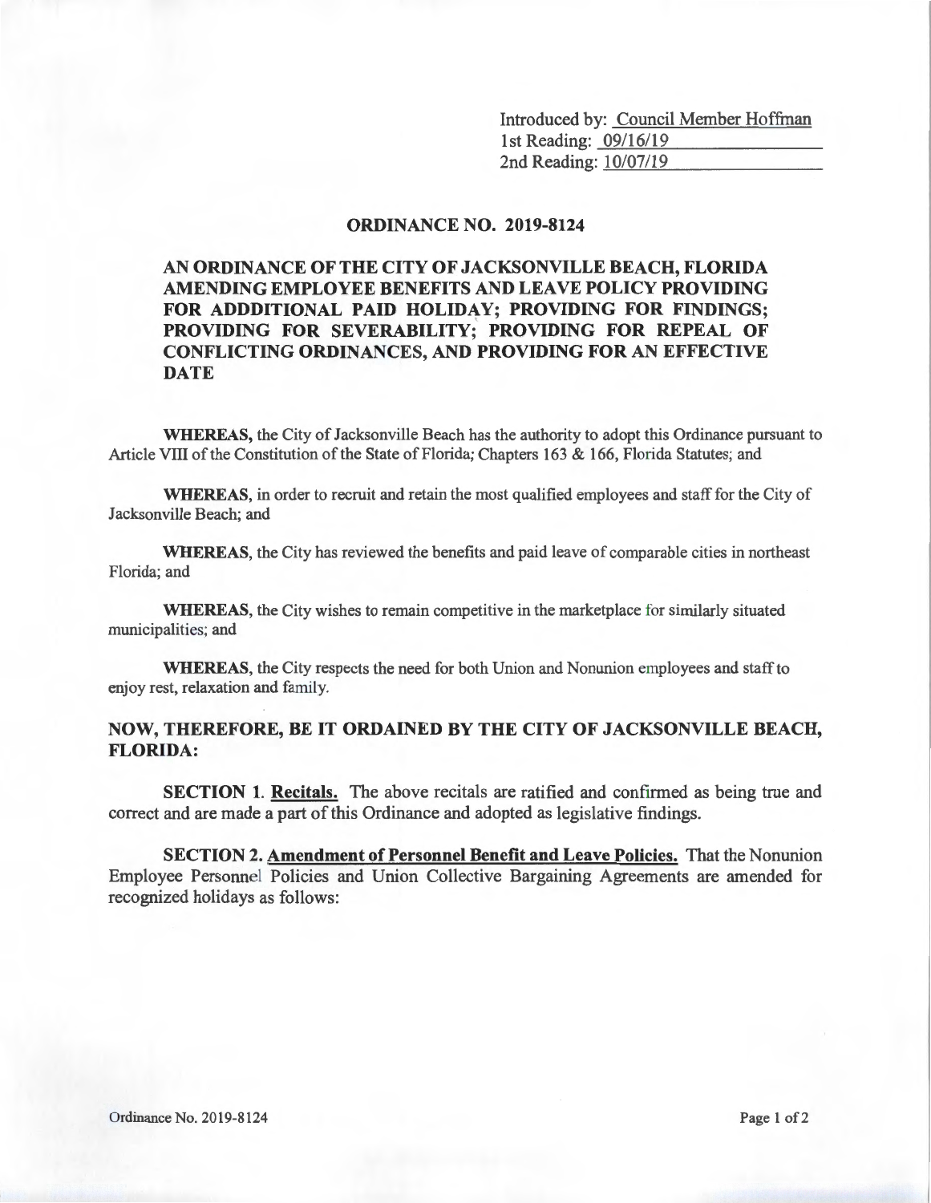Introduced by: Council Member Hoffman
1st Reading: 09/16/19
2nd Reading: 10/07/19

# ORDINANCE NO. 2019-8124

## AN ORDINANCE OF THE CITY OF JACKSONVILLE BEACH, FLORIDA AMENDING EMPLOYEE BENEFITS AND LEAVE POLICY PROVIDING FOR ADDDITIONAL PAID HOLIDAY; PROVIDING FOR FINDINGS; PROVIDING FOR SEVERABILITY; PROVIDING FOR REPEAL OF CONFLICTING ORDINANCES, AND PROVIDING FOR AN EFFECTIVE DATE

**WHEREAS,** the City of Jacksonville Beach has the authority to adopt this Ordinance pursuant to Article VIII of the Constitution of the State of Florida; Chapters 163 & 166, Florida Statutes; and

**WHEREAS,** in order to recruit and retain the most qualified employees and staff for the City of Jacksonville Beach; and

**WHEREAS,** the City has reviewed the benefits and paid leave of comparable cities in northeast Florida; and

**WHEREAS,** the City wishes to remain competitive in the marketplace for similarly situated municipalities; and

**WHEREAS,** the City respects the need for both Union and Nonunion employees and staff to enjoy rest, relaxation and family.

## NOW, THEREFORE, BE IT ORDAINED BY THE CITY OF JACKSONVILLE BEACH, FLORIDA:

**SECTION 1. Recitals.** The above recitals are ratified and confirmed as being true and correct and are made a part of this Ordinance and adopted as legislative findings.

**SECTION 2. Amendment of Personnel Benefit and Leave Policies.** That the Nonunion Employee Personnel Policies and Union Collective Bargaining Agreements are amended for recognized holidays as follows: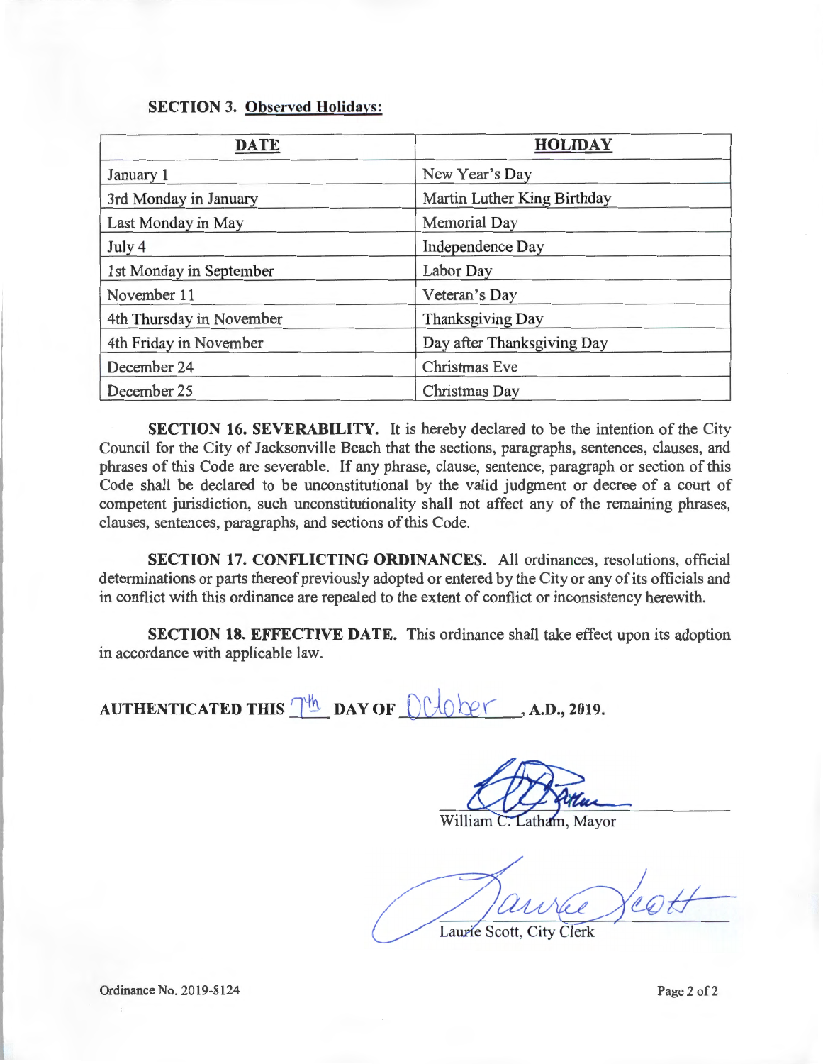**SECTION 3. Observed Holidays:**

| DATE | HOLIDAY |
|---|---|
| January 1 | New Year's Day |
| 3rd Monday in January | Martin Luther King Birthday |
| Last Monday in May | Memorial Day |
| July 4 | Independence Day |
| 1st Monday in September | Labor Day |
| November 11 | Veteran's Day |
| 4th Thursday in November | Thanksgiving Day |
| 4th Friday in November | Day after Thanksgiving Day |
| December 24 | Christmas Eve |
| December 25 | Christmas Day |

**SECTION 16. SEVERABILITY.** It is hereby declared to be the intention of the City Council for the City of Jacksonville Beach that the sections, paragraphs, sentences, clauses, and phrases of this Code are severable. If any phrase, clause, sentence, paragraph or section of this Code shall be declared to be unconstitutional by the valid judgment or decree of a court of competent jurisdiction, such unconstitutionality shall not affect any of the remaining phrases, clauses, sentences, paragraphs, and sections of this Code.

**SECTION 17. CONFLICTING ORDINANCES.** All ordinances, resolutions, official determinations or parts thereof previously adopted or entered by the City or any of its officials and in conflict with this ordinance are repealed to the extent of conflict or inconsistency herewith.

**SECTION 18. EFFECTIVE DATE.** This ordinance shall take effect upon its adoption in accordance with applicable law.

**AUTHENTICATED THIS 7th DAY OF October, A.D., 2019.**

William C. Latham, Mayor

Laurie Scott, City Clerk

Ordinance No. 2019-8124